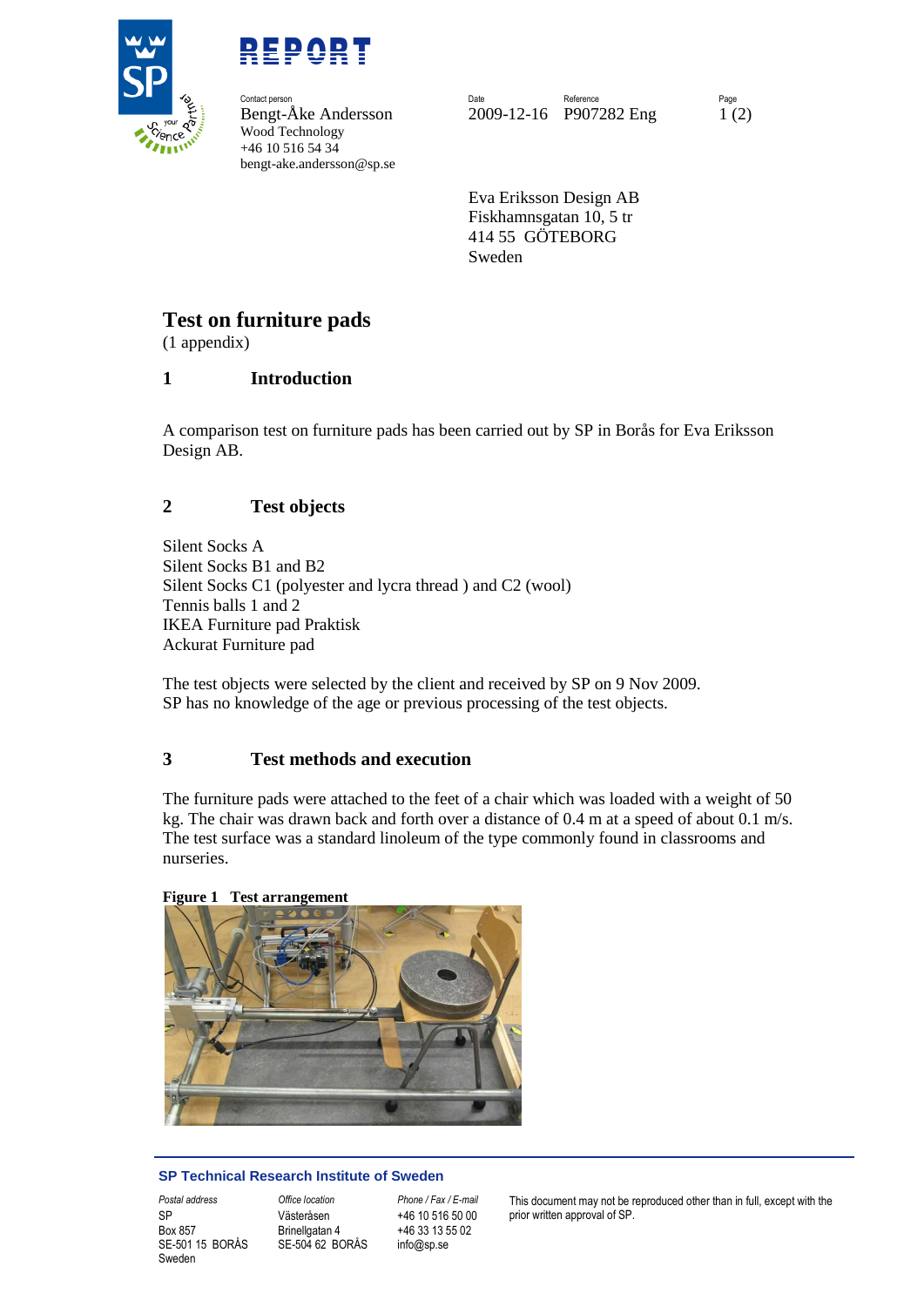REPORT

Contact person
Bengt-Åke Andersson
Wood Technology
+46 10 516 54 34
bengt-ake.andersson@sp.se

Date: 2009-12-16
Reference: P907282 Eng

Eva Eriksson Design AB
Fiskhamnsgatan 10, 5 tr
414 55 GÖTEBORG
Sweden

# Test on furniture pads

(1 appendix)

## 1 Introduction

A comparison test on furniture pads has been carried out by SP in Borås for Eva Eriksson Design AB.

## 2 Test objects

Silent Socks A
Silent Socks B1 and B2
Silent Socks C1 (polyester and lycra thread ) and C2 (wool)
Tennis balls 1 and 2
IKEA Furniture pad Praktisk
Ackurat Furniture pad

The test objects were selected by the client and received by SP on 9 Nov 2009.
SP has no knowledge of the age or previous processing of the test objects.

## 3 Test methods and execution

The furniture pads were attached to the feet of a chair which was loaded with a weight of 50 kg. The chair was drawn back and forth over a distance of 0.4 m at a speed of about 0.1 m/s. The test surface was a standard linoleum of the type commonly found in classrooms and nurseries.

**Figure 1 Test arrangement**

SP Technical Research Institute of Sweden

| Postal address | Office location | Phone / Fax / E-mail | |
|---|---|---|---|
| SP | Västeråsen | +46 10 516 50 00 | This document may not be reproduced other than in full, except with the prior written approval of SP. |
| Box 857 | Brinellgatan 4 | +46 33 13 55 02 | |
| SE-501 15 BORÅS | SE-504 62 BORÅS | info@sp.se | |
| Sweden | | | |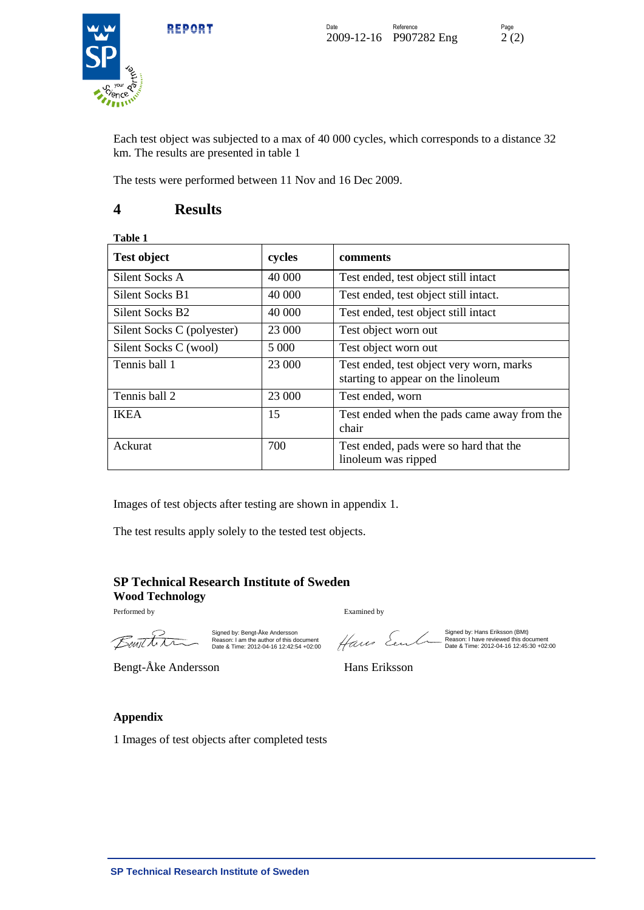Each test object was subjected to a max of 40 000 cycles, which corresponds to a distance 32 km. The results are presented in table 1

The tests were performed between 11 Nov and 16 Dec 2009.

# 4 Results

**Table 1**

| Test object | cycles | comments |
|---|---|---|
| Silent Socks A | 40 000 | Test ended, test object still intact |
| Silent Socks B1 | 40 000 | Test ended, test object still intact. |
| Silent Socks B2 | 40 000 | Test ended, test object still intact |
| Silent Socks C (polyester) | 23 000 | Test object worn out |
| Silent Socks C (wool) | 5 000 | Test object worn out |
| Tennis ball 1 | 23 000 | Test ended, test object very worn, marks starting to appear on the linoleum |
| Tennis ball 2 | 23 000 | Test ended, worn |
| IKEA | 15 | Test ended when the pads came away from the chair |
| Ackurat | 700 | Test ended, pads were so hard that the linoleum was ripped |

Images of test objects after testing are shown in appendix 1.

The test results apply solely to the tested test objects.

**SP Technical Research Institute of Sweden**
**Wood Technology**

Performed by

Signed by: Bengt-Åke Andersson
Reason: I am the author of this document
Date & Time: 2012-04-16 12:42:54 +02:00

Bengt-Åke Andersson

Examined by

Signed by: Hans Eriksson (BMt)
Reason: I have reviewed this document
Date & Time: 2012-04-16 12:45:30 +02:00

Hans Eriksson

**Appendix**

1 Images of test objects after completed tests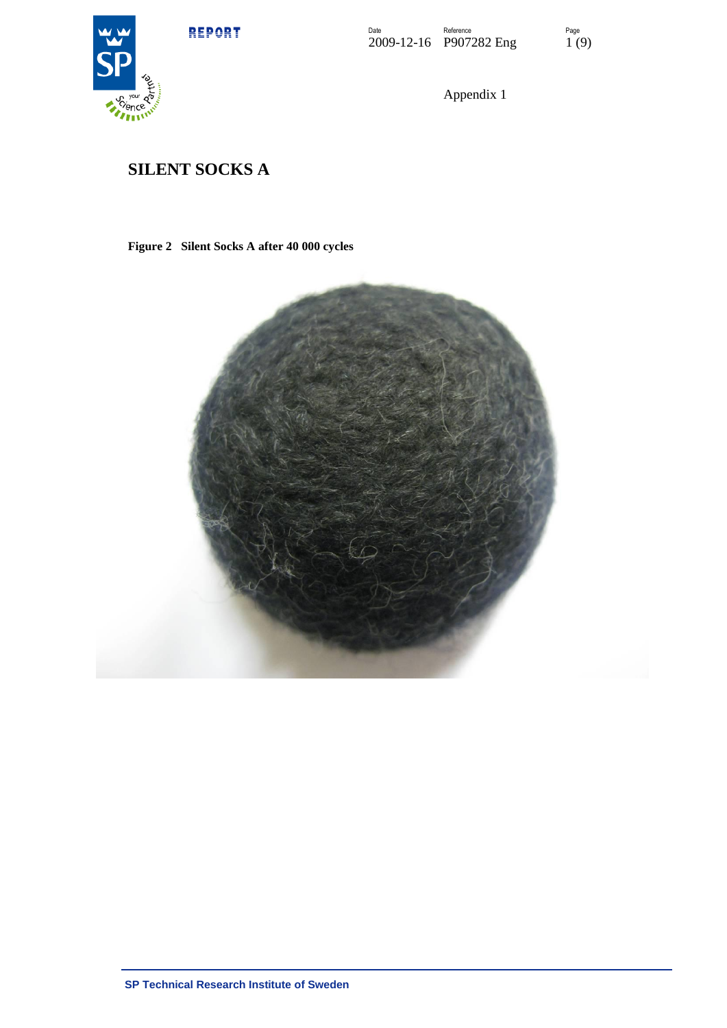Appendix 1

# SILENT SOCKS A

**Figure 2 Silent Socks A after 40 000 cycles**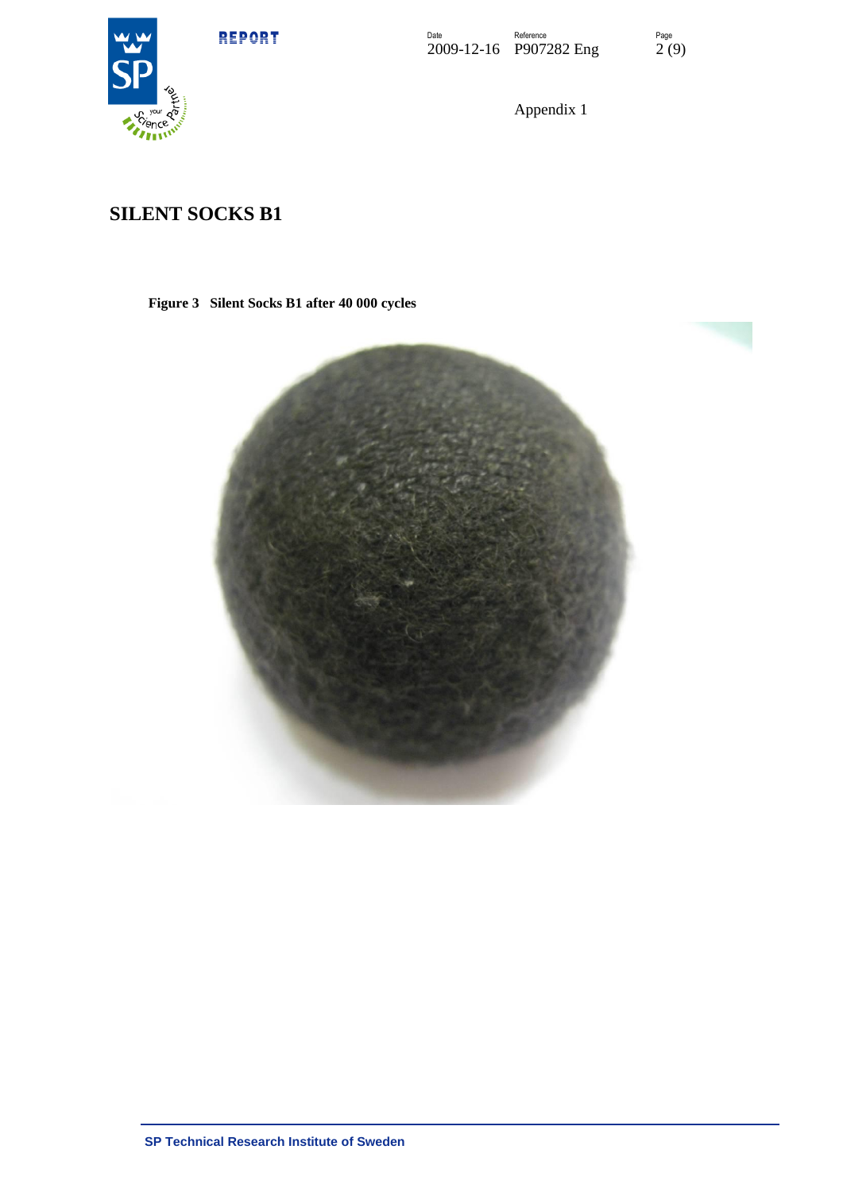Appendix 1

## SILENT SOCKS B1

**Figure 3 Silent Socks B1 after 40 000 cycles**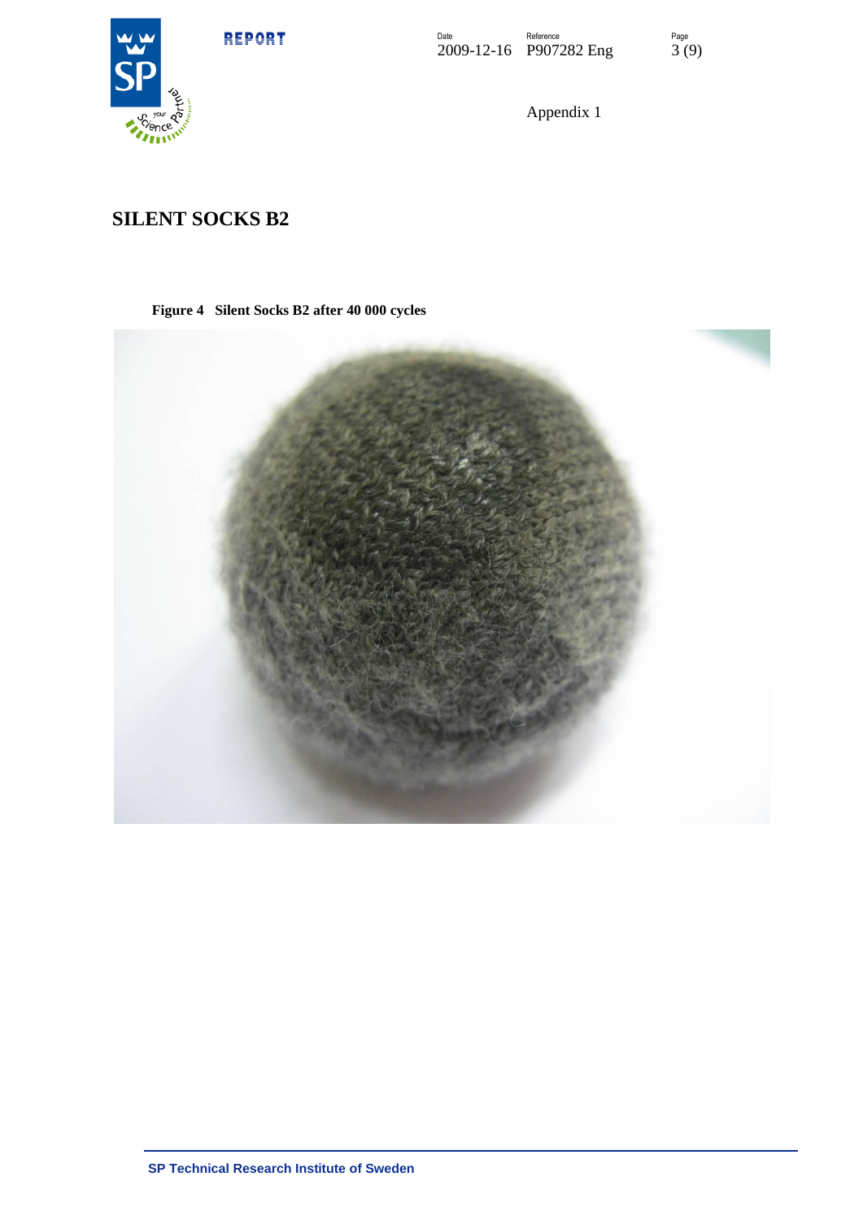Appendix 1

## SILENT SOCKS B2

**Figure 4 Silent Socks B2 after 40 000 cycles**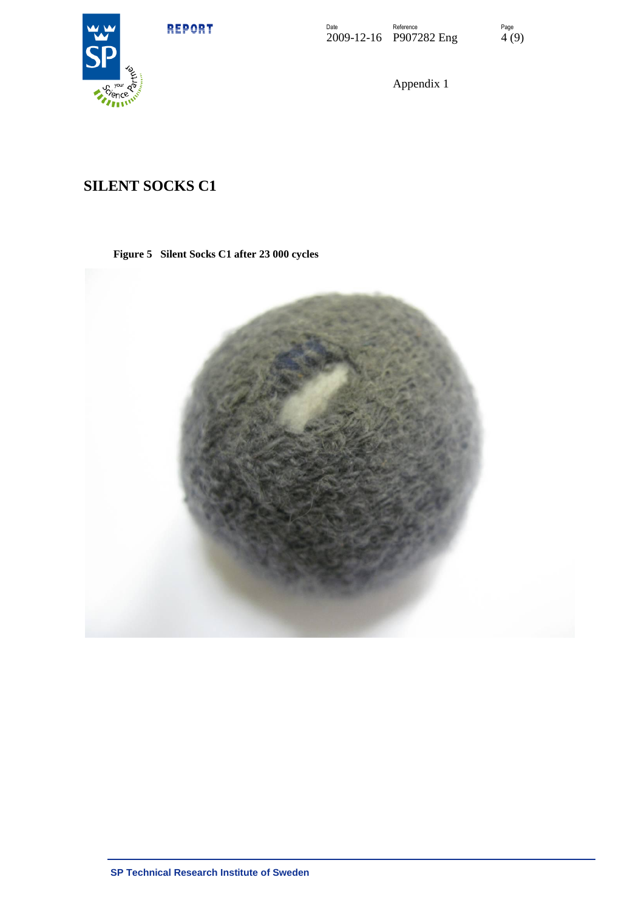Appendix 1

## SILENT SOCKS C1

**Figure 5 Silent Socks C1 after 23 000 cycles**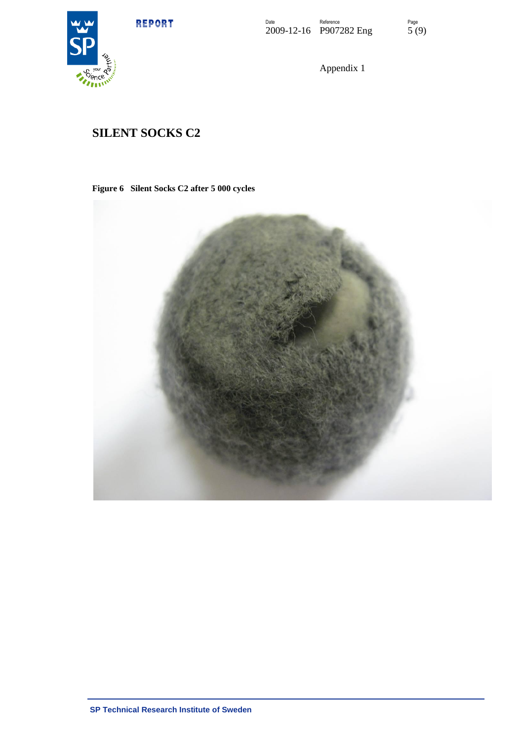Appendix 1

## SILENT SOCKS C2

**Figure 6 Silent Socks C2 after 5 000 cycles**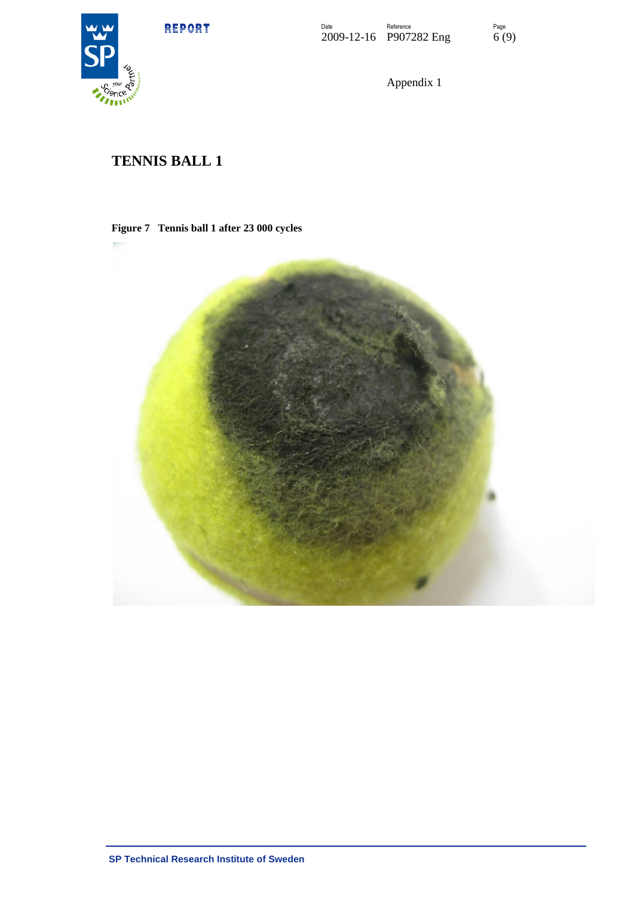Appendix 1

# TENNIS BALL 1

**Figure 7 Tennis ball 1 after 23 000 cycles**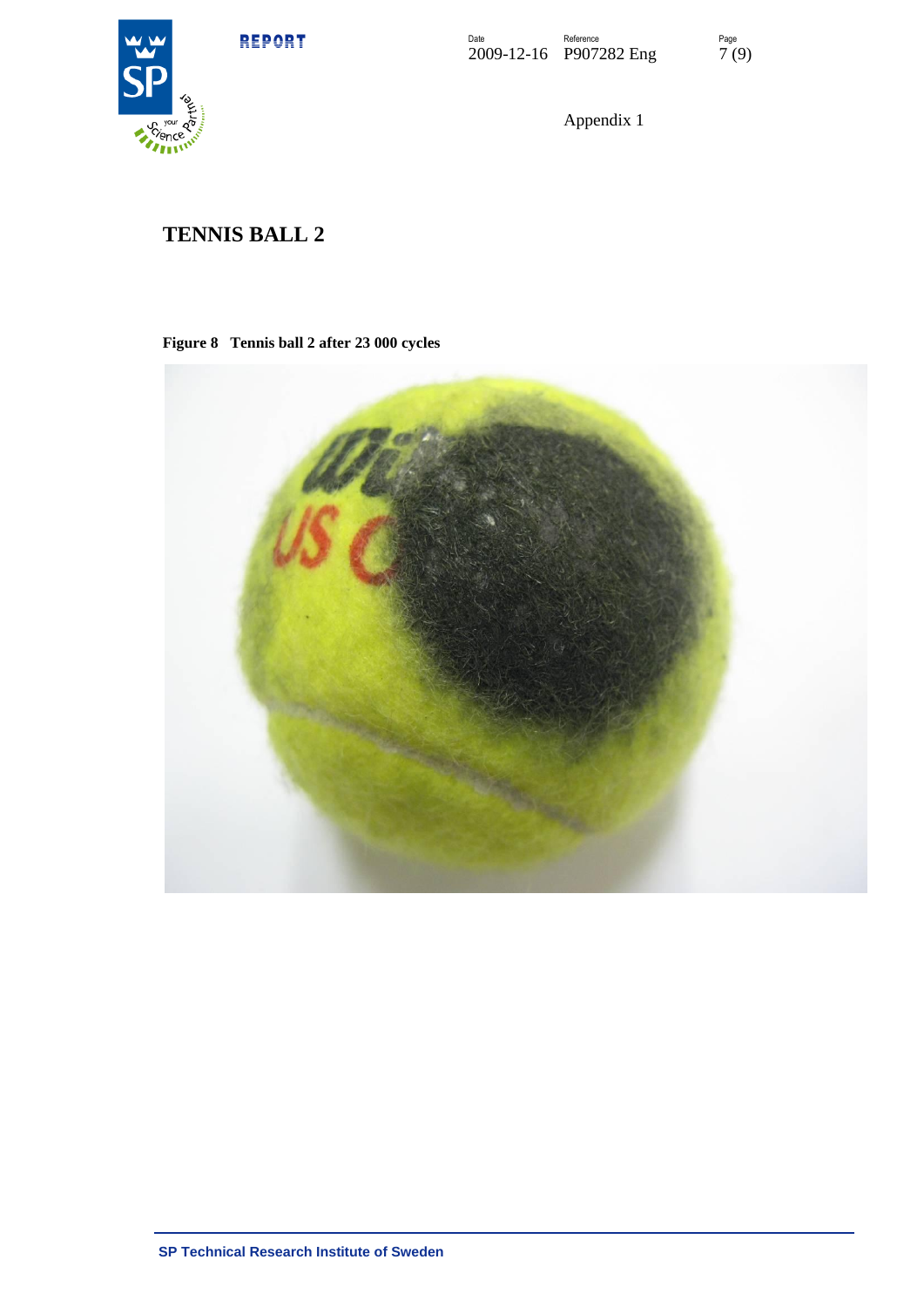Appendix 1

# TENNIS BALL 2

**Figure 8 Tennis ball 2 after 23 000 cycles**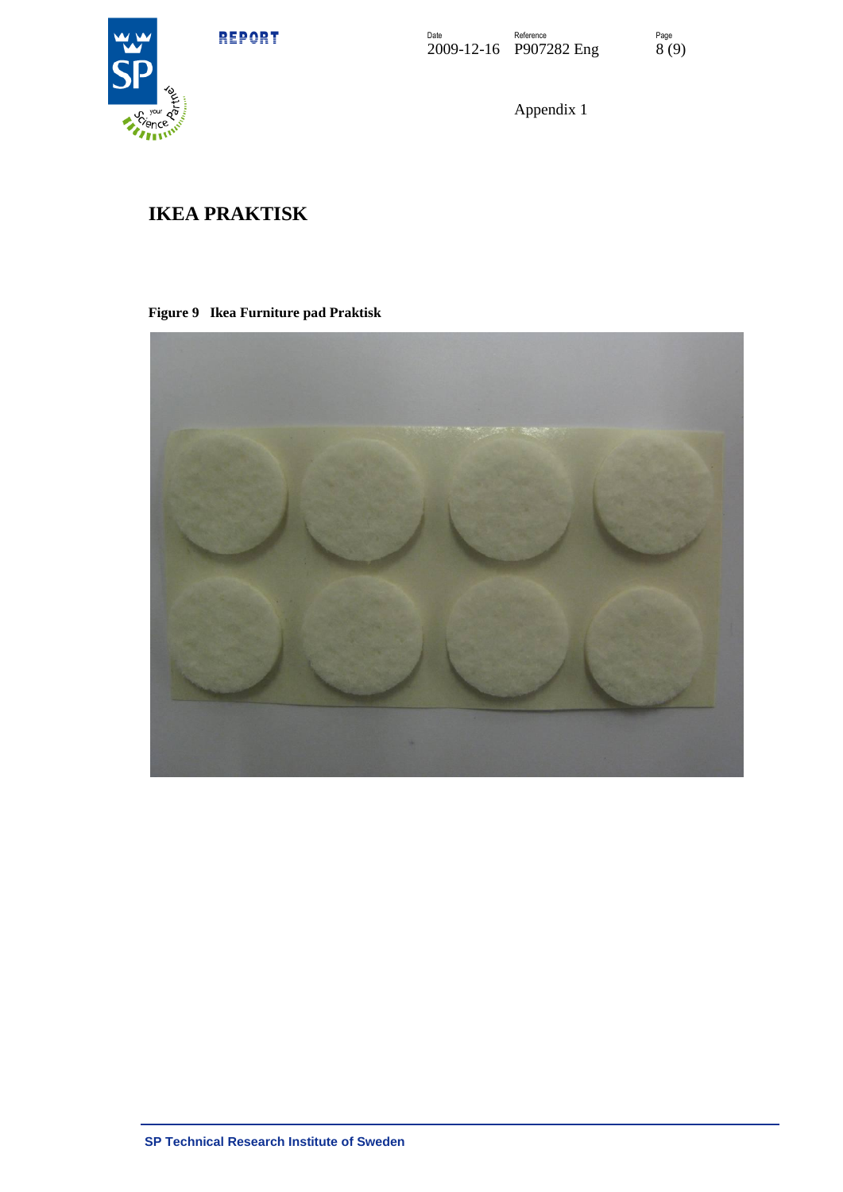Appendix 1

# IKEA PRAKTISK

**Figure 9 Ikea Furniture pad Praktisk**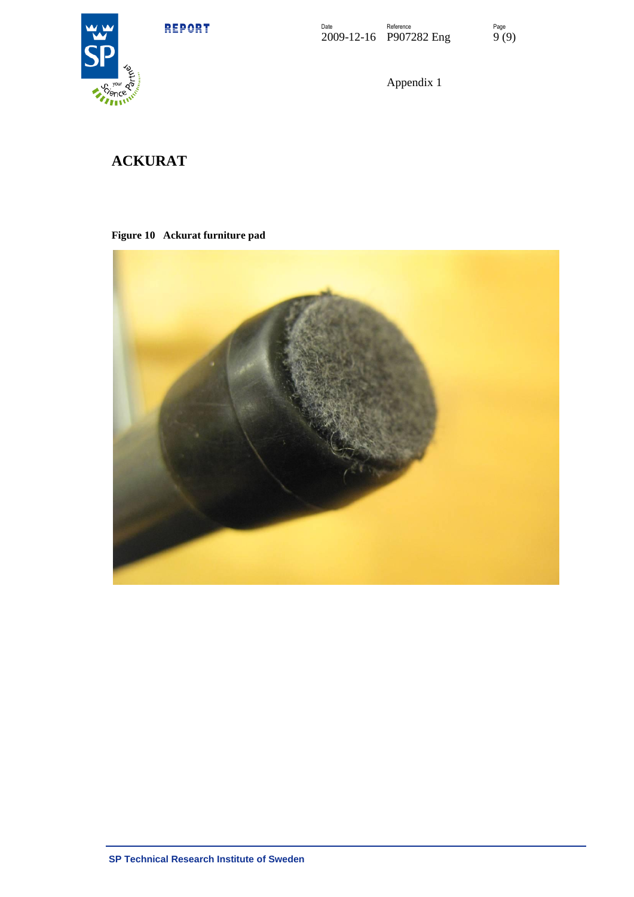Appendix 1

# ACKURAT

**Figure 10 Ackurat furniture pad**